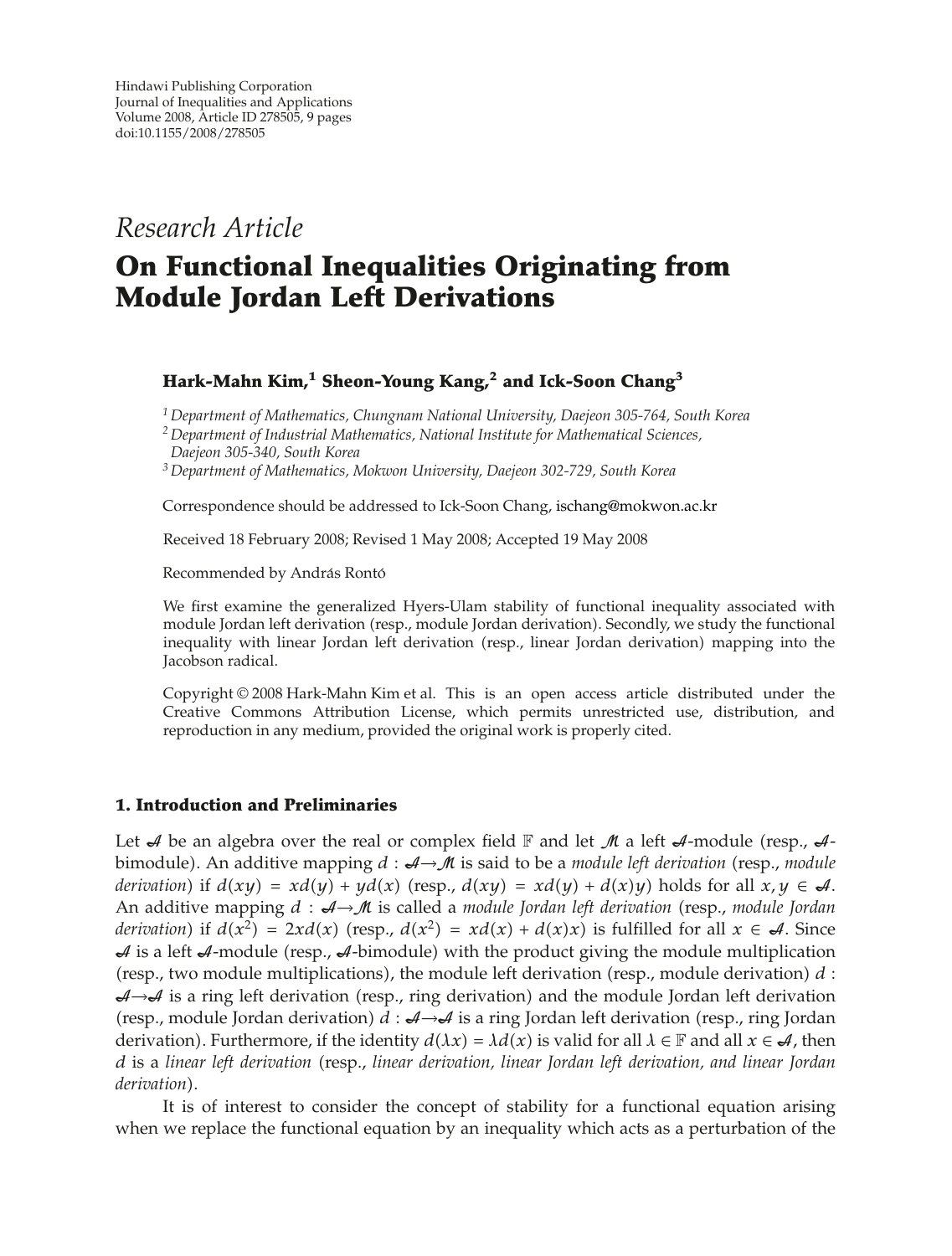Hindawi Publishing Corporation
Journal of Inequalities and Applications
Volume 2008, Article ID 278505, 9 pages
doi:10.1155/2008/278505

*Research Article*

# On Functional Inequalities Originating from Module Jordan Left Derivations

**Hark-Mahn Kim,[1] Sheon-Young Kang,[2] and Ick-Soon Chang[3]**

[1] *Department of Mathematics, Chungnam National University, Daejeon 305-764, South Korea*
[2] *Department of Industrial Mathematics, National Institute for Mathematical Sciences, Daejeon 305-340, South Korea*
[3] *Department of Mathematics, Mokwon University, Daejeon 302-729, South Korea*

Correspondence should be addressed to Ick-Soon Chang, ischang@mokwon.ac.kr

Received 18 February 2008; Revised 1 May 2008; Accepted 19 May 2008

Recommended by András Rontó

We first examine the generalized Hyers-Ulam stability of functional inequality associated with module Jordan left derivation (resp., module Jordan derivation). Secondly, we study the functional inequality with linear Jordan left derivation (resp., linear Jordan derivation) mapping into the Jacobson radical.

Copyright © 2008 Hark-Mahn Kim et al. This is an open access article distributed under the Creative Commons Attribution License, which permits unrestricted use, distribution, and reproduction in any medium, provided the original work is properly cited.

## 1. Introduction and Preliminaries

Let $\mathcal{A}$ be an algebra over the real or complex field $\mathbb{F}$ and let $\mathcal{M}$ a left $\mathcal{A}$-module (resp., $\mathcal{A}$-bimodule). An additive mapping $d : \mathcal{A} \to \mathcal{M}$ is said to be a *module left derivation* (resp., *module derivation*) if $d(xy) = xd(y) + yd(x)$ (resp., $d(xy) = xd(y) + d(x)y$) holds for all $x, y \in \mathcal{A}$. An additive mapping $d : \mathcal{A} \to \mathcal{M}$ is called a *module Jordan left derivation* (resp., *module Jordan derivation*) if $d(x^2) = 2xd(x)$ (resp., $d(x^2) = xd(x) + d(x)x$) is fulfilled for all $x \in \mathcal{A}$. Since $\mathcal{A}$ is a left $\mathcal{A}$-module (resp., $\mathcal{A}$-bimodule) with the product giving the module multiplication (resp., two module multiplications), the module left derivation (resp., module derivation) $d : \mathcal{A} \to \mathcal{A}$ is a ring left derivation (resp., ring derivation) and the module Jordan left derivation (resp., module Jordan derivation) $d : \mathcal{A} \to \mathcal{A}$ is a ring Jordan left derivation (resp., ring Jordan derivation). Furthermore, if the identity $d(\lambda x) = \lambda d(x)$ is valid for all $\lambda \in \mathbb{F}$ and all $x \in \mathcal{A}$, then $d$ is a *linear left derivation* (resp., *linear derivation, linear Jordan left derivation, and linear Jordan derivation*).

It is of interest to consider the concept of stability for a functional equation arising when we replace the functional equation by an inequality which acts as a perturbation of the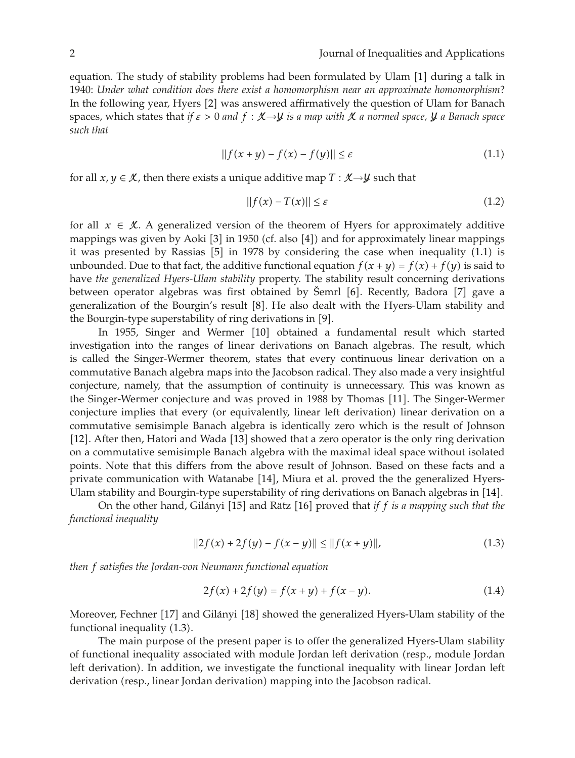equation. The study of stability problems had been formulated by Ulam [1] during a talk in 1940: *Under what condition does there exist a homomorphism near an approximate homomorphism*? In the following year, Hyers [2] was answered affirmatively the question of Ulam for Banach spaces, which states that *if $\varepsilon > 0$ and $f : \mathcal{X} \to \mathcal{Y}$ is a map with $\mathcal{X}$ a normed space, $\mathcal{Y}$ a Banach space such that*

$$\|f(x+y) - f(x) - f(y)\| \leq \varepsilon \tag{1.1}$$

for all $x, y \in \mathcal{X}$, then there exists a unique additive map $T : \mathcal{X} \to \mathcal{Y}$ such that

$$\|f(x) - T(x)\| \leq \varepsilon \tag{1.2}$$

for all $x \in \mathcal{X}$. A generalized version of the theorem of Hyers for approximately additive mappings was given by Aoki [3] in 1950 (cf. also [4]) and for approximately linear mappings it was presented by Rassias [5] in 1978 by considering the case when inequality (1.1) is unbounded. Due to that fact, the additive functional equation $f(x+y) = f(x) + f(y)$ is said to have *the generalized Hyers-Ulam stability* property. The stability result concerning derivations between operator algebras was first obtained by Šemrl [6]. Recently, Badora [7] gave a generalization of the Bourgin's result [8]. He also dealt with the Hyers-Ulam stability and the Bourgin-type superstability of ring derivations in [9].

In 1955, Singer and Wermer [10] obtained a fundamental result which started investigation into the ranges of linear derivations on Banach algebras. The result, which is called the Singer-Wermer theorem, states that every continuous linear derivation on a commutative Banach algebra maps into the Jacobson radical. They also made a very insightful conjecture, namely, that the assumption of continuity is unnecessary. This was known as the Singer-Wermer conjecture and was proved in 1988 by Thomas [11]. The Singer-Wermer conjecture implies that every (or equivalently, linear left derivation) linear derivation on a commutative semisimple Banach algebra is identically zero which is the result of Johnson [12]. After then, Hatori and Wada [13] showed that a zero operator is the only ring derivation on a commutative semisimple Banach algebra with the maximal ideal space without isolated points. Note that this differs from the above result of Johnson. Based on these facts and a private communication with Watanabe [14], Miura et al. proved the the generalized Hyers-Ulam stability and Bourgin-type superstability of ring derivations on Banach algebras in [14].

On the other hand, Gilányi [15] and Rätz [16] proved that *if $f$ is a mapping such that the functional inequality*

$$\|2f(x) + 2f(y) - f(x-y)\| \leq \|f(x+y)\|, \tag{1.3}$$

*then $f$ satisfies the Jordan-von Neumann functional equation*

$$2f(x) + 2f(y) = f(x+y) + f(x-y). \tag{1.4}$$

Moreover, Fechner [17] and Gilányi [18] showed the generalized Hyers-Ulam stability of the functional inequality (1.3).

The main purpose of the present paper is to offer the generalized Hyers-Ulam stability of functional inequality associated with module Jordan left derivation (resp., module Jordan left derivation). In addition, we investigate the functional inequality with linear Jordan left derivation (resp., linear Jordan derivation) mapping into the Jacobson radical.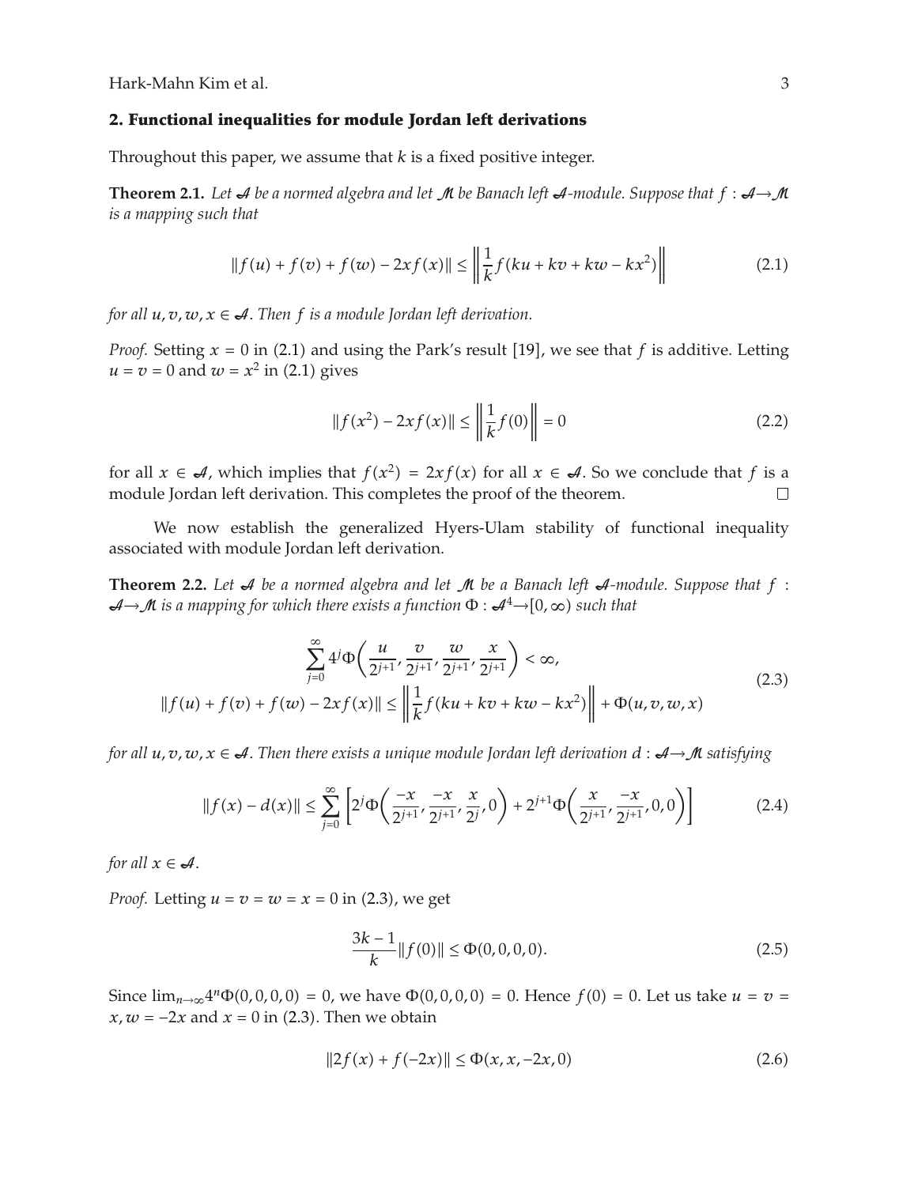## 2. Functional inequalities for module Jordan left derivations

Throughout this paper, we assume that $k$ is a fixed positive integer.

**Theorem 2.1.** *Let $\mathcal{A}$ be a normed algebra and let $\mathcal{M}$ be Banach left $\mathcal{A}$-module. Suppose that $f : \mathcal{A} \to \mathcal{M}$ is a mapping such that*

$$\|f(u) + f(v) + f(w) - 2xf(x)\| \leq \left\| \frac{1}{k} f(ku + kv + kw - kx^2) \right\| \tag{2.1}$$

*for all $u, v, w, x \in \mathcal{A}$. Then $f$ is a module Jordan left derivation.*

*Proof.* Setting $x = 0$ in (2.1) and using the Park's result [19], we see that $f$ is additive. Letting $u = v = 0$ and $w = x^2$ in (2.1) gives

$$\|f(x^2) - 2xf(x)\| \leq \left\| \frac{1}{k} f(0) \right\| = 0 \tag{2.2}$$

for all $x \in \mathcal{A}$, which implies that $f(x^2) = 2xf(x)$ for all $x \in \mathcal{A}$. So we conclude that $f$ is a module Jordan left derivation. This completes the proof of the theorem. □

We now establish the generalized Hyers-Ulam stability of functional inequality associated with module Jordan left derivation.

**Theorem 2.2.** *Let $\mathcal{A}$ be a normed algebra and let $\mathcal{M}$ be a Banach left $\mathcal{A}$-module. Suppose that $f : \mathcal{A} \to \mathcal{M}$ is a mapping for which there exists a function $\Phi : \mathcal{A}^4 \to [0, \infty)$ such that*

$$\begin{gathered} \sum_{j=0}^{\infty} 4^j \Phi\left(\frac{u}{2^{j+1}}, \frac{v}{2^{j+1}}, \frac{w}{2^{j+1}}, \frac{x}{2^{j+1}}\right) < \infty, \\ \|f(u) + f(v) + f(w) - 2xf(x)\| \leq \left\| \frac{1}{k} f(ku + kv + kw - kx^2) \right\| + \Phi(u, v, w, x) \end{gathered} \tag{2.3}$$

*for all $u, v, w, x \in \mathcal{A}$. Then there exists a unique module Jordan left derivation $d : \mathcal{A} \to \mathcal{M}$ satisfying*

$$\|f(x) - d(x)\| \leq \sum_{j=0}^{\infty} \left[ 2^j \Phi\left(\frac{-x}{2^{j+1}}, \frac{-x}{2^{j+1}}, \frac{x}{2^j}, 0\right) + 2^{j+1} \Phi\left(\frac{x}{2^{j+1}}, \frac{-x}{2^{j+1}}, 0, 0\right) \right] \tag{2.4}$$

*for all $x \in \mathcal{A}$.*

*Proof.* Letting $u = v = w = x = 0$ in (2.3), we get

$$\frac{3k - 1}{k} \|f(0)\| \leq \Phi(0, 0, 0, 0). \tag{2.5}$$

Since $\lim_{n \to \infty} 4^n \Phi(0, 0, 0, 0) = 0$, we have $\Phi(0, 0, 0, 0) = 0$. Hence $f(0) = 0$. Let us take $u = v = x, w = -2x$ and $x = 0$ in (2.3). Then we obtain

$$\|2f(x) + f(-2x)\| \leq \Phi(x, x, -2x, 0) \tag{2.6}$$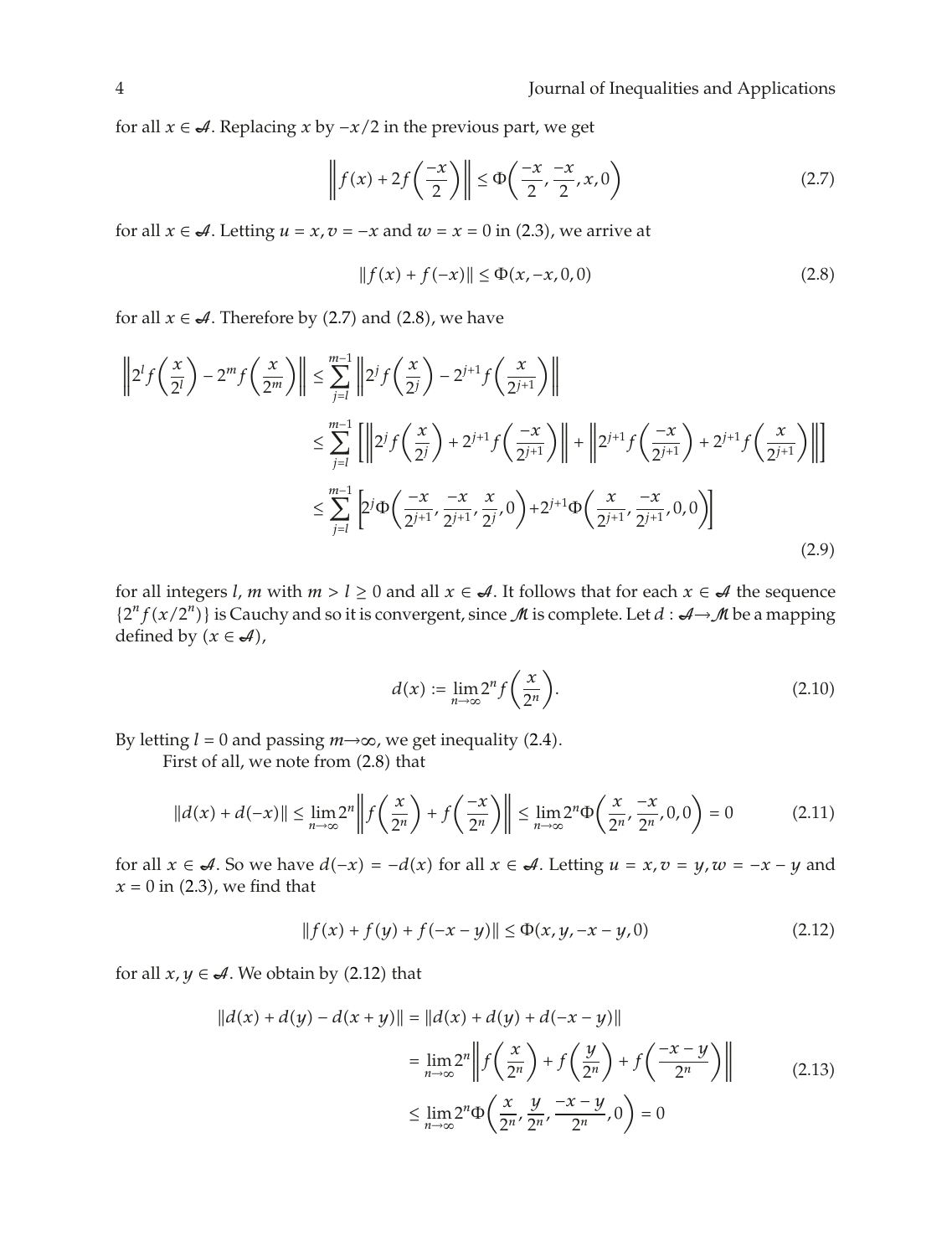for all $x \in \mathcal{A}$. Replacing $x$ by $-x/2$ in the previous part, we get

$$\left\| f(x) + 2f\left(\frac{-x}{2}\right) \right\| \leq \Phi\left(\frac{-x}{2}, \frac{-x}{2}, x, 0\right) \tag{2.7}$$

for all $x \in \mathcal{A}$. Letting $u = x, v = -x$ and $w = x = 0$ in (2.3), we arrive at

$$\| f(x) + f(-x) \| \leq \Phi(x, -x, 0, 0) \tag{2.8}$$

for all $x \in \mathcal{A}$. Therefore by (2.7) and (2.8), we have

$$\begin{aligned}
\left\| 2^l f\left(\frac{x}{2^l}\right) - 2^m f\left(\frac{x}{2^m}\right) \right\| &\leq \sum_{j=l}^{m-1} \left\| 2^j f\left(\frac{x}{2^j}\right) - 2^{j+1} f\left(\frac{x}{2^{j+1}}\right) \right\| \\
&\leq \sum_{j=l}^{m-1} \left[ \left\| 2^j f\left(\frac{x}{2^j}\right) + 2^{j+1} f\left(\frac{-x}{2^{j+1}}\right) \right\| + \left\| 2^{j+1} f\left(\frac{-x}{2^{j+1}}\right) + 2^{j+1} f\left(\frac{x}{2^{j+1}}\right) \right\| \right] \\
&\leq \sum_{j=l}^{m-1} \left[ 2^j \Phi\left(\frac{-x}{2^{j+1}}, \frac{-x}{2^{j+1}}, \frac{x}{2^j}, 0\right) + 2^{j+1} \Phi\left(\frac{x}{2^{j+1}}, \frac{-x}{2^{j+1}}, 0, 0\right) \right]
\end{aligned} \tag{2.9}$$

for all integers $l$, $m$ with $m > l \geq 0$ and all $x \in \mathcal{A}$. It follows that for each $x \in \mathcal{A}$ the sequence $\{2^n f(x/2^n)\}$ is Cauchy and so it is convergent, since $\mathcal{M}$ is complete. Let $d : \mathcal{A} \to \mathcal{M}$ be a mapping defined by $(x \in \mathcal{A})$,

$$d(x) := \lim_{n\to\infty} 2^n f\left(\frac{x}{2^n}\right). \tag{2.10}$$

By letting $l = 0$ and passing $m \to \infty$, we get inequality (2.4).

First of all, we note from (2.8) that

$$\| d(x) + d(-x) \| \leq \lim_{n\to\infty} 2^n \left\| f\left(\frac{x}{2^n}\right) + f\left(\frac{-x}{2^n}\right) \right\| \leq \lim_{n\to\infty} 2^n \Phi\left(\frac{x}{2^n}, \frac{-x}{2^n}, 0, 0\right) = 0 \tag{2.11}$$

for all $x \in \mathcal{A}$. So we have $d(-x) = -d(x)$ for all $x \in \mathcal{A}$. Letting $u = x, v = y, w = -x - y$ and $x = 0$ in (2.3), we find that

$$\| f(x) + f(y) + f(-x - y) \| \leq \Phi(x, y, -x - y, 0) \tag{2.12}$$

for all $x, y \in \mathcal{A}$. We obtain by (2.12) that

$$\begin{aligned}
\| d(x) + d(y) - d(x + y) \| &= \| d(x) + d(y) + d(-x - y) \| \\
&= \lim_{n\to\infty} 2^n \left\| f\left(\frac{x}{2^n}\right) + f\left(\frac{y}{2^n}\right) + f\left(\frac{-x - y}{2^n}\right) \right\| \\
&\leq \lim_{n\to\infty} 2^n \Phi\left(\frac{x}{2^n}, \frac{y}{2^n}, \frac{-x - y}{2^n}, 0\right) = 0
\end{aligned} \tag{2.13}$$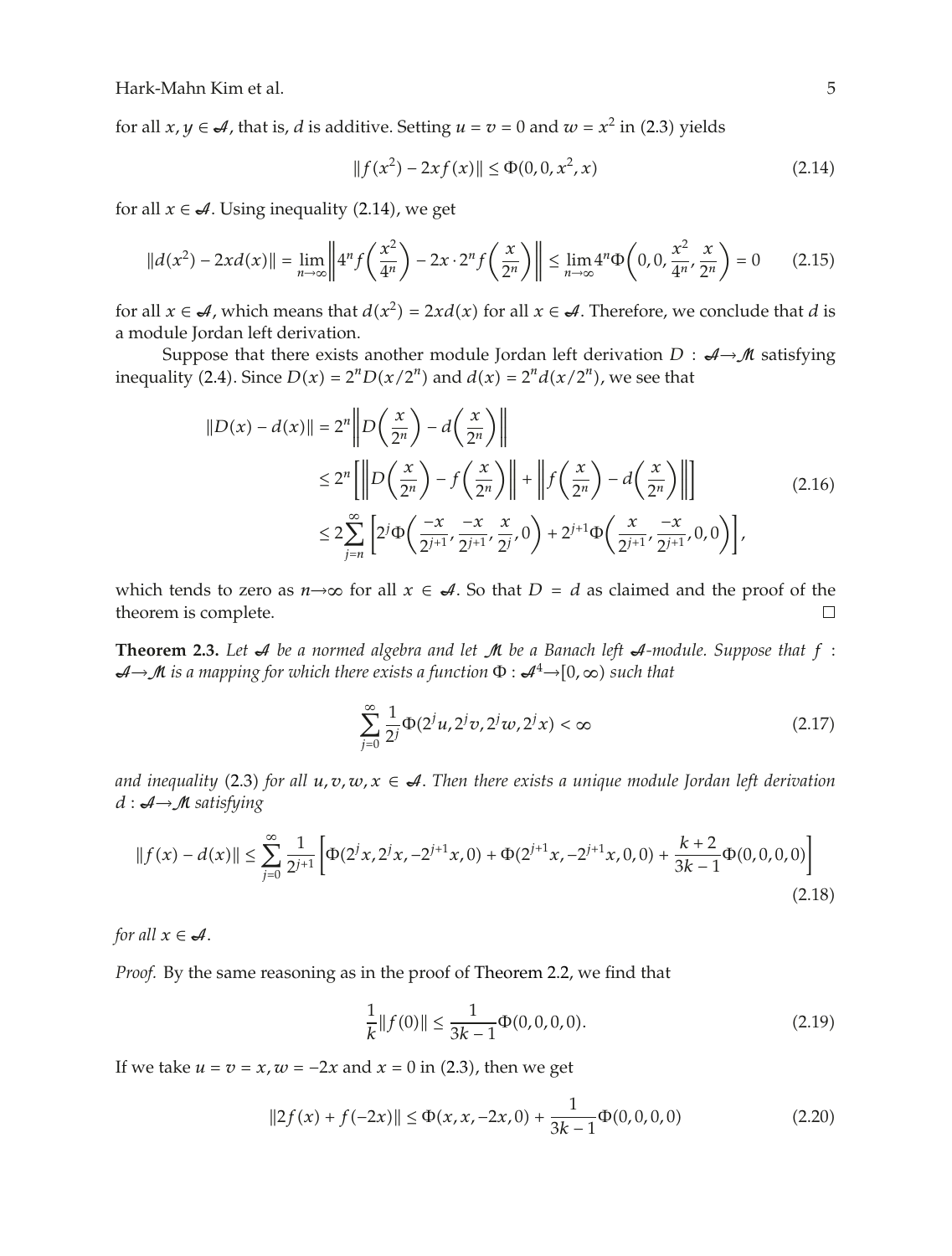for all $x, y \in \mathcal{A}$, that is, $d$ is additive. Setting $u = v = 0$ and $w = x^2$ in (2.3) yields

$$\|f(x^2) - 2xf(x)\| \le \Phi(0, 0, x^2, x) \tag{2.14}$$

for all $x \in \mathcal{A}$. Using inequality (2.14), we get

$$\|d(x^2) - 2xd(x)\| = \lim_{n\to\infty} \left\| 4^n f\left(\frac{x^2}{4^n}\right) - 2x \cdot 2^n f\left(\frac{x}{2^n}\right) \right\| \le \lim_{n\to\infty} 4^n \Phi\left(0, 0, \frac{x^2}{4^n}, \frac{x}{2^n}\right) = 0 \tag{2.15}$$

for all $x \in \mathcal{A}$, which means that $d(x^2) = 2xd(x)$ for all $x \in \mathcal{A}$. Therefore, we conclude that $d$ is a module Jordan left derivation.

Suppose that there exists another module Jordan left derivation $D : \mathcal{A} \to \mathcal{M}$ satisfying inequality (2.4). Since $D(x) = 2^n D(x/2^n)$ and $d(x) = 2^n d(x/2^n)$, we see that

$$\begin{aligned}
\|D(x) - d(x)\| &= 2^n \left\| D\left(\frac{x}{2^n}\right) - d\left(\frac{x}{2^n}\right) \right\| \\
&\le 2^n \left[ \left\| D\left(\frac{x}{2^n}\right) - f\left(\frac{x}{2^n}\right) \right\| + \left\| f\left(\frac{x}{2^n}\right) - d\left(\frac{x}{2^n}\right) \right\| \right] \\
&\le 2 \sum_{j=n}^{\infty} \left[ 2^j \Phi\left(\frac{-x}{2^{j+1}}, \frac{-x}{2^{j+1}}, \frac{x}{2^j}, 0\right) + 2^{j+1} \Phi\left(\frac{x}{2^{j+1}}, \frac{-x}{2^{j+1}}, 0, 0\right) \right],
\end{aligned} \tag{2.16}$$

which tends to zero as $n \to \infty$ for all $x \in \mathcal{A}$. So that $D = d$ as claimed and the proof of the theorem is complete. $\square$

**Theorem 2.3.** *Let $\mathcal{A}$ be a normed algebra and let $\mathcal{M}$ be a Banach left $\mathcal{A}$-module. Suppose that $f : \mathcal{A} \to \mathcal{M}$ is a mapping for which there exists a function $\Phi : \mathcal{A}^4 \to [0, \infty)$ such that*

$$\sum_{j=0}^{\infty} \frac{1}{2^j} \Phi(2^j u, 2^j v, 2^j w, 2^j x) < \infty \tag{2.17}$$

*and inequality* (2.3) *for all $u, v, w, x \in \mathcal{A}$. Then there exists a unique module Jordan left derivation $d : \mathcal{A} \to \mathcal{M}$ satisfying*

$$\|f(x) - d(x)\| \le \sum_{j=0}^{\infty} \frac{1}{2^{j+1}} \left[ \Phi(2^j x, 2^j x, -2^{j+1} x, 0) + \Phi(2^{j+1} x, -2^{j+1} x, 0, 0) + \frac{k+2}{3k-1} \Phi(0, 0, 0, 0) \right] \tag{2.18}$$

*for all $x \in \mathcal{A}$.*

*Proof.* By the same reasoning as in the proof of Theorem 2.2, we find that

$$\frac{1}{k} \|f(0)\| \le \frac{1}{3k-1} \Phi(0, 0, 0, 0). \tag{2.19}$$

If we take $u = v = x, w = -2x$ and $x = 0$ in (2.3), then we get

$$\|2f(x) + f(-2x)\| \le \Phi(x, x, -2x, 0) + \frac{1}{3k-1} \Phi(0, 0, 0, 0) \tag{2.20}$$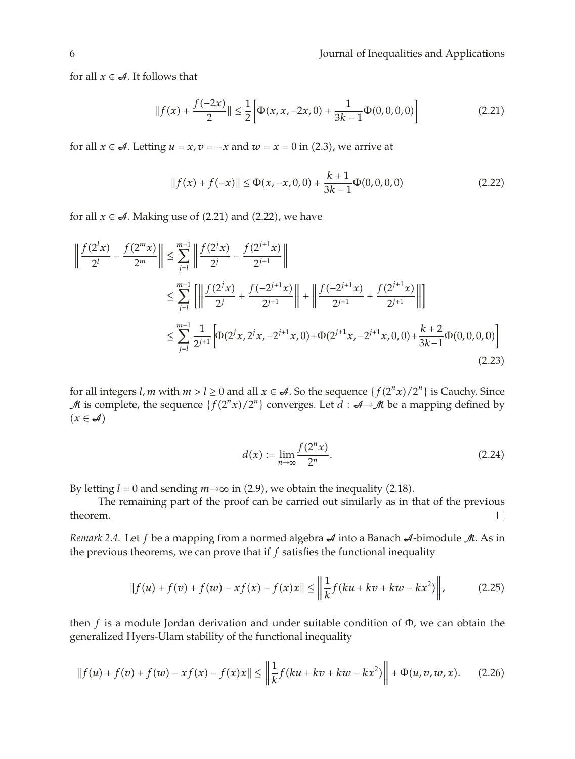for all $x \in \mathcal{A}$. It follows that

$$\|f(x) + \frac{f(-2x)}{2}\| \leq \frac{1}{2}\left[\Phi(x, x, -2x, 0) + \frac{1}{3k-1}\Phi(0, 0, 0, 0)\right] \tag{2.21}$$

for all $x \in \mathcal{A}$. Letting $u = x, v = -x$ and $w = x = 0$ in (2.3), we arrive at

$$\|f(x) + f(-x)\| \leq \Phi(x, -x, 0, 0) + \frac{k+1}{3k-1}\Phi(0, 0, 0, 0) \tag{2.22}$$

for all $x \in \mathcal{A}$. Making use of (2.21) and (2.22), we have

$$\begin{aligned}
\left\| \frac{f(2^l x)}{2^l} - \frac{f(2^m x)}{2^m} \right\| &\leq \sum_{j=l}^{m-1} \left\| \frac{f(2^j x)}{2^j} - \frac{f(2^{j+1} x)}{2^{j+1}} \right\| \\
&\leq \sum_{j=l}^{m-1} \left[ \left\| \frac{f(2^j x)}{2^j} + \frac{f(-2^{j+1} x)}{2^{j+1}} \right\| + \left\| \frac{f(-2^{j+1} x)}{2^{j+1}} + \frac{f(2^{j+1} x)}{2^{j+1}} \right\| \right] \\
&\leq \sum_{j=l}^{m-1} \frac{1}{2^{j+1}} \left[ \Phi(2^j x, 2^j x, -2^{j+1} x, 0) + \Phi(2^{j+1} x, -2^{j+1} x, 0, 0) + \frac{k+2}{3k-1}\Phi(0, 0, 0, 0) \right]
\end{aligned} \tag{2.23}$$

for all integers $l, m$ with $m > l \geq 0$ and all $x \in \mathcal{A}$. So the sequence $\{f(2^n x)/2^n\}$ is Cauchy. Since $\mathcal{M}$ is complete, the sequence $\{f(2^n x)/2^n\}$ converges. Let $d : \mathcal{A} \to \mathcal{M}$ be a mapping defined by $(x \in \mathcal{A})$

$$d(x) := \lim_{n\to\infty} \frac{f(2^n x)}{2^n}. \tag{2.24}$$

By letting $l = 0$ and sending $m \to \infty$ in (2.9), we obtain the inequality (2.18).

The remaining part of the proof can be carried out similarly as in that of the previous theorem. □

*Remark 2.4.* Let $f$ be a mapping from a normed algebra $\mathcal{A}$ into a Banach $\mathcal{A}$-bimodule $\mathcal{M}$. As in the previous theorems, we can prove that if $f$ satisfies the functional inequality

$$\|f(u) + f(v) + f(w) - xf(x) - f(x)x\| \leq \left\| \frac{1}{k} f(ku + kv + kw - kx^2) \right\|, \tag{2.25}$$

then $f$ is a module Jordan derivation and under suitable condition of $\Phi$, we can obtain the generalized Hyers-Ulam stability of the functional inequality

$$\|f(u) + f(v) + f(w) - xf(x) - f(x)x\| \leq \left\| \frac{1}{k} f(ku + kv + kw - kx^2) \right\| + \Phi(u, v, w, x). \tag{2.26}$$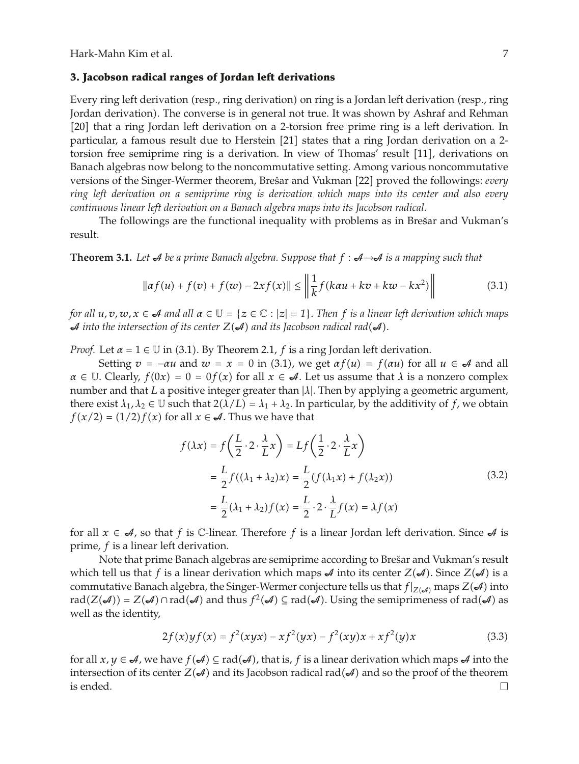## 3. Jacobson radical ranges of Jordan left derivations

Every ring left derivation (resp., ring derivation) on ring is a Jordan left derivation (resp., ring Jordan derivation). The converse is in general not true. It was shown by Ashraf and Rehman [20] that a ring Jordan left derivation on a 2-torsion free prime ring is a left derivation. In particular, a famous result due to Herstein [21] states that a ring Jordan derivation on a 2-torsion free semiprime ring is a derivation. In view of Thomas' result [11], derivations on Banach algebras now belong to the noncommutative setting. Among various noncommutative versions of the Singer-Wermer theorem, Brešar and Vukman [22] proved the followings: *every ring left derivation on a semiprime ring is derivation which maps into its center and also every continuous linear left derivation on a Banach algebra maps into its Jacobson radical.*

The followings are the functional inequality with problems as in Brešar and Vukman's result.

**Theorem 3.1.** *Let $\mathcal{A}$ be a prime Banach algebra. Suppose that $f : \mathcal{A} \to \mathcal{A}$ is a mapping such that*

$$\|\alpha f(u) + f(v) + f(w) - 2xf(x)\| \leq \left\| \frac{1}{k} f(k\alpha u + kv + kw - kx^2) \right\| \tag{3.1}$$

*for all $u, v, w, x \in \mathcal{A}$ and all $\alpha \in \mathbb{U} = \{z \in \mathbb{C} : |z| = 1\}$. Then $f$ is a linear left derivation which maps $\mathcal{A}$ into the intersection of its center $Z(\mathcal{A})$ and its Jacobson radical $rad(\mathcal{A})$.*

*Proof.* Let $\alpha = 1 \in \mathbb{U}$ in (3.1). By Theorem 2.1, $f$ is a ring Jordan left derivation.

Setting $v = -\alpha u$ and $w = x = 0$ in (3.1), we get $\alpha f(u) = f(\alpha u)$ for all $u \in \mathcal{A}$ and all $\alpha \in \mathbb{U}$. Clearly, $f(0x) = 0 = 0f(x)$ for all $x \in \mathcal{A}$. Let us assume that $\lambda$ is a nonzero complex number and that $L$ a positive integer greater than $|\lambda|$. Then by applying a geometric argument, there exist $\lambda_1, \lambda_2 \in \mathbb{U}$ such that $2(\lambda/L) = \lambda_1 + \lambda_2$. In particular, by the additivity of $f$, we obtain $f(x/2) = (1/2)f(x)$ for all $x \in \mathcal{A}$. Thus we have that

$$\begin{aligned}
f(\lambda x) &= f\left(\frac{L}{2} \cdot 2 \cdot \frac{\lambda}{L} x\right) = Lf\left(\frac{1}{2} \cdot 2 \cdot \frac{\lambda}{L} x\right) \\
&= \frac{L}{2} f((\lambda_1 + \lambda_2)x) = \frac{L}{2}(f(\lambda_1 x) + f(\lambda_2 x)) \\
&= \frac{L}{2}(\lambda_1 + \lambda_2)f(x) = \frac{L}{2} \cdot 2 \cdot \frac{\lambda}{L} f(x) = \lambda f(x)
\end{aligned} \tag{3.2}$$

for all $x \in \mathcal{A}$, so that $f$ is $\mathbb{C}$-linear. Therefore $f$ is a linear Jordan left derivation. Since $\mathcal{A}$ is prime, $f$ is a linear left derivation.

Note that prime Banach algebras are semiprime according to Brešar and Vukman's result which tell us that $f$ is a linear derivation which maps $\mathcal{A}$ into its center $Z(\mathcal{A})$. Since $Z(\mathcal{A})$ is a commutative Banach algebra, the Singer-Wermer conjecture tells us that $f|_{Z(\mathcal{A})}$ maps $Z(\mathcal{A})$ into $\operatorname{rad}(Z(\mathcal{A})) = Z(\mathcal{A}) \cap \operatorname{rad}(\mathcal{A})$ and thus $f^2(\mathcal{A}) \subseteq \operatorname{rad}(\mathcal{A})$. Using the semiprimeness of $\operatorname{rad}(\mathcal{A})$ as well as the identity,

$$2f(x)yf(x) = f^2(xyx) - xf^2(yx) - f^2(xy)x + xf^2(y)x \tag{3.3}$$

for all $x, y \in \mathcal{A}$, we have $f(\mathcal{A}) \subseteq \operatorname{rad}(\mathcal{A})$, that is, $f$ is a linear derivation which maps $\mathcal{A}$ into the intersection of its center $Z(\mathcal{A})$ and its Jacobson radical $\operatorname{rad}(\mathcal{A})$ and so the proof of the theorem is ended. $\square$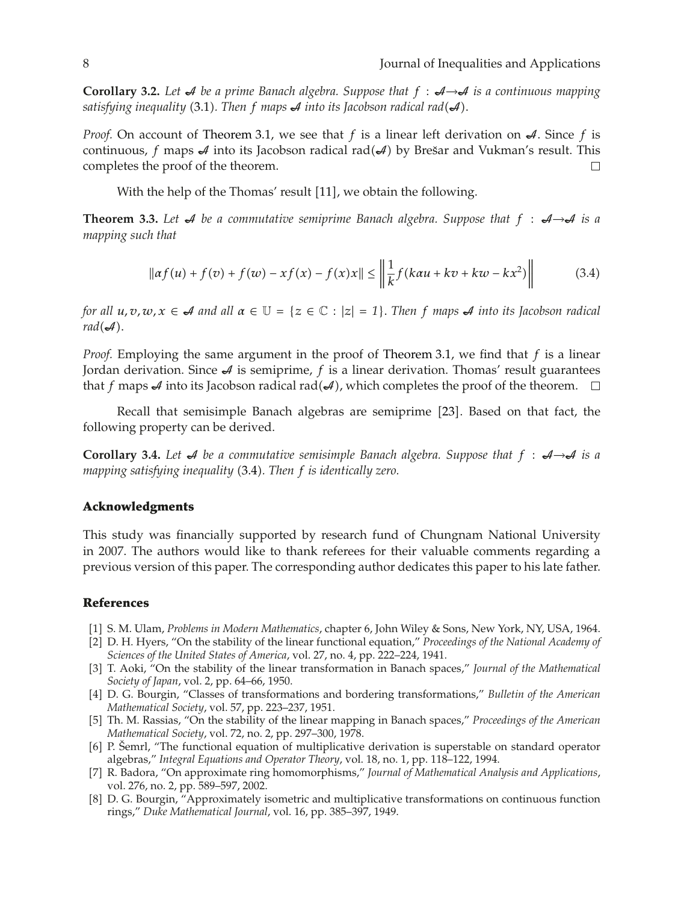**Corollary 3.2.** *Let $\mathcal{A}$ be a prime Banach algebra. Suppose that $f : \mathcal{A} \to \mathcal{A}$ is a continuous mapping satisfying inequality* (3.1)*. Then $f$ maps $\mathcal{A}$ into its Jacobson radical $\mathrm{rad}(\mathcal{A})$.*

*Proof.* On account of Theorem 3.1, we see that $f$ is a linear left derivation on $\mathcal{A}$. Since $f$ is continuous, $f$ maps $\mathcal{A}$ into its Jacobson radical $\mathrm{rad}(\mathcal{A})$ by Brešar and Vukman's result. This completes the proof of the theorem. □

With the help of the Thomas' result [11], we obtain the following.

**Theorem 3.3.** *Let $\mathcal{A}$ be a commutative semiprime Banach algebra. Suppose that $f : \mathcal{A} \to \mathcal{A}$ is a mapping such that*

$$\|\alpha f(u) + f(v) + f(w) - xf(x) - f(x)x\| \leq \left\| \frac{1}{k} f(k\alpha u + kv + kw - kx^2) \right\| \tag{3.4}$$

*for all $u, v, w, x \in \mathcal{A}$ and all $\alpha \in \mathbb{U} = \{z \in \mathbb{C} : |z| = 1\}$. Then $f$ maps $\mathcal{A}$ into its Jacobson radical $\mathrm{rad}(\mathcal{A})$.*

*Proof.* Employing the same argument in the proof of Theorem 3.1, we find that $f$ is a linear Jordan derivation. Since $\mathcal{A}$ is semiprime, $f$ is a linear derivation. Thomas' result guarantees that $f$ maps $\mathcal{A}$ into its Jacobson radical $\mathrm{rad}(\mathcal{A})$, which completes the proof of the theorem. □

Recall that semisimple Banach algebras are semiprime [23]. Based on that fact, the following property can be derived.

**Corollary 3.4.** *Let $\mathcal{A}$ be a commutative semisimple Banach algebra. Suppose that $f : \mathcal{A} \to \mathcal{A}$ is a mapping satisfying inequality* (3.4)*. Then $f$ is identically zero.*

## Acknowledgments

This study was financially supported by research fund of Chungnam National University in 2007. The authors would like to thank referees for their valuable comments regarding a previous version of this paper. The corresponding author dedicates this paper to his late father.

## References

[1] S. M. Ulam, *Problems in Modern Mathematics*, chapter 6, John Wiley & Sons, New York, NY, USA, 1964.

[2] D. H. Hyers, "On the stability of the linear functional equation," *Proceedings of the National Academy of Sciences of the United States of America*, vol. 27, no. 4, pp. 222–224, 1941.

[3] T. Aoki, "On the stability of the linear transformation in Banach spaces," *Journal of the Mathematical Society of Japan*, vol. 2, pp. 64–66, 1950.

[4] D. G. Bourgin, "Classes of transformations and bordering transformations," *Bulletin of the American Mathematical Society*, vol. 57, pp. 223–237, 1951.

[5] Th. M. Rassias, "On the stability of the linear mapping in Banach spaces," *Proceedings of the American Mathematical Society*, vol. 72, no. 2, pp. 297–300, 1978.

[6] P. Šemrl, "The functional equation of multiplicative derivation is superstable on standard operator algebras," *Integral Equations and Operator Theory*, vol. 18, no. 1, pp. 118–122, 1994.

[7] R. Badora, "On approximate ring homomorphisms," *Journal of Mathematical Analysis and Applications*, vol. 276, no. 2, pp. 589–597, 2002.

[8] D. G. Bourgin, "Approximately isometric and multiplicative transformations on continuous function rings," *Duke Mathematical Journal*, vol. 16, pp. 385–397, 1949.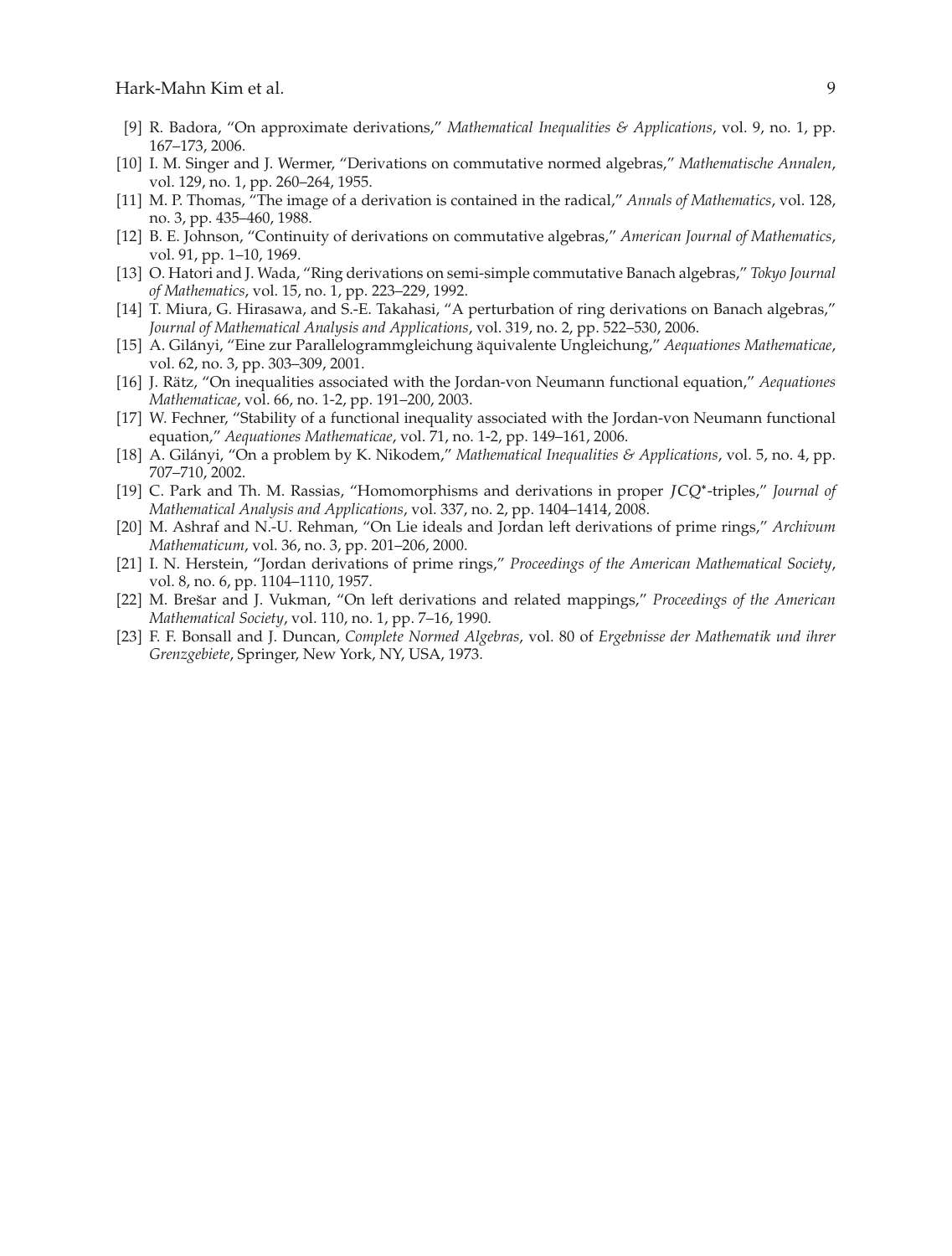[9] R. Badora, "On approximate derivations," *Mathematical Inequalities & Applications*, vol. 9, no. 1, pp. 167–173, 2006.

[10] I. M. Singer and J. Wermer, "Derivations on commutative normed algebras," *Mathematische Annalen*, vol. 129, no. 1, pp. 260–264, 1955.

[11] M. P. Thomas, "The image of a derivation is contained in the radical," *Annals of Mathematics*, vol. 128, no. 3, pp. 435–460, 1988.

[12] B. E. Johnson, "Continuity of derivations on commutative algebras," *American Journal of Mathematics*, vol. 91, pp. 1–10, 1969.

[13] O. Hatori and J. Wada, "Ring derivations on semi-simple commutative Banach algebras," *Tokyo Journal of Mathematics*, vol. 15, no. 1, pp. 223–229, 1992.

[14] T. Miura, G. Hirasawa, and S.-E. Takahasi, "A perturbation of ring derivations on Banach algebras," *Journal of Mathematical Analysis and Applications*, vol. 319, no. 2, pp. 522–530, 2006.

[15] A. Gilányi, "Eine zur Parallelogrammgleichung äquivalente Ungleichung," *Aequationes Mathematicae*, vol. 62, no. 3, pp. 303–309, 2001.

[16] J. Rätz, "On inequalities associated with the Jordan-von Neumann functional equation," *Aequationes Mathematicae*, vol. 66, no. 1-2, pp. 191–200, 2003.

[17] W. Fechner, "Stability of a functional inequality associated with the Jordan-von Neumann functional equation," *Aequationes Mathematicae*, vol. 71, no. 1-2, pp. 149–161, 2006.

[18] A. Gilányi, "On a problem by K. Nikodem," *Mathematical Inequalities & Applications*, vol. 5, no. 4, pp. 707–710, 2002.

[19] C. Park and Th. M. Rassias, "Homomorphisms and derivations in proper $JCQ^*$-triples," *Journal of Mathematical Analysis and Applications*, vol. 337, no. 2, pp. 1404–1414, 2008.

[20] M. Ashraf and N.-U. Rehman, "On Lie ideals and Jordan left derivations of prime rings," *Archivum Mathematicum*, vol. 36, no. 3, pp. 201–206, 2000.

[21] I. N. Herstein, "Jordan derivations of prime rings," *Proceedings of the American Mathematical Society*, vol. 8, no. 6, pp. 1104–1110, 1957.

[22] M. Brešar and J. Vukman, "On left derivations and related mappings," *Proceedings of the American Mathematical Society*, vol. 110, no. 1, pp. 7–16, 1990.

[23] F. F. Bonsall and J. Duncan, *Complete Normed Algebras*, vol. 80 of *Ergebnisse der Mathematik und ihrer Grenzgebiete*, Springer, New York, NY, USA, 1973.